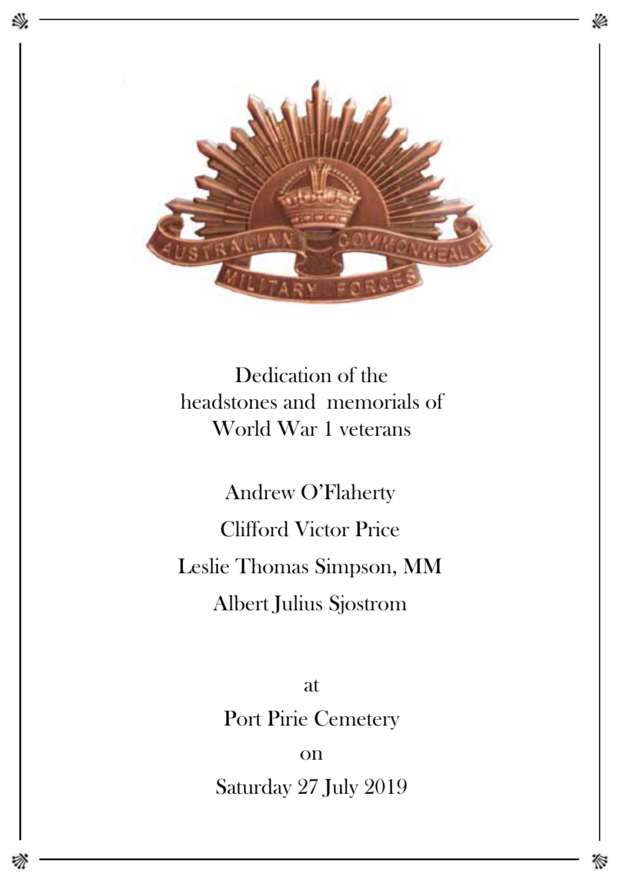# Dedication of the headstones and memorials of World War 1 veterans

Andrew O'Flaherty

Clifford Victor Price

Leslie Thomas Simpson, MM

Albert Julius Sjostrom

at

Port Pirie Cemetery

on

Saturday 27 July 2019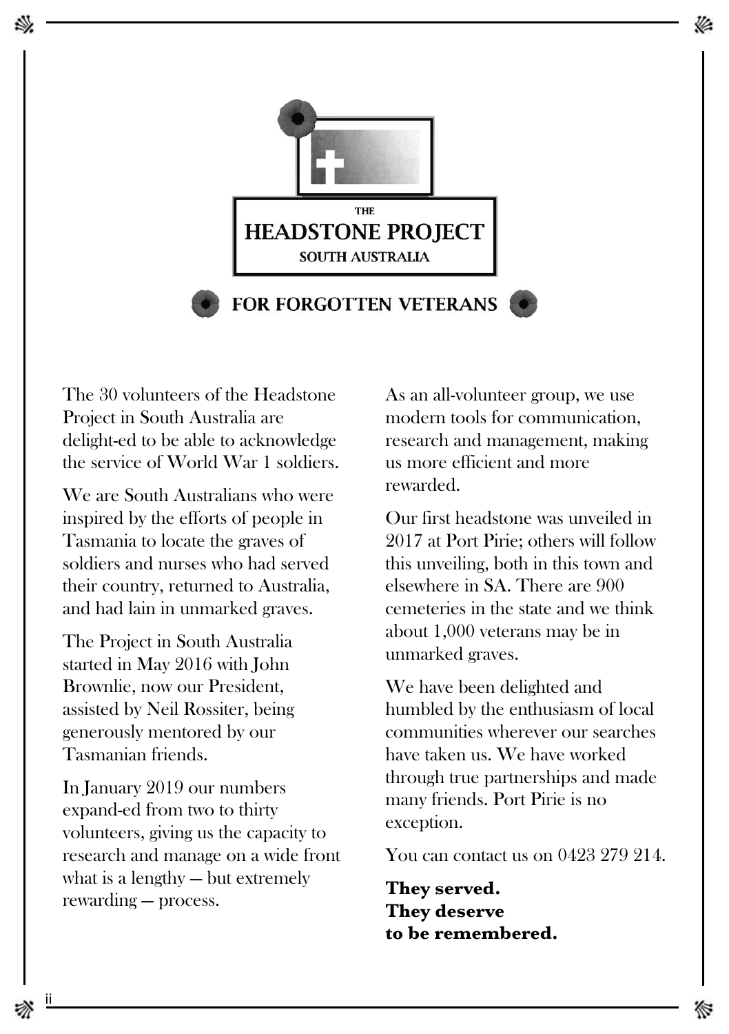THE

# HEADSTONE PROJECT

SOUTH AUSTRALIA

## FOR FORGOTTEN VETERANS

The 30 volunteers of the Headstone Project in South Australia are delight-ed to be able to acknowledge the service of World War 1 soldiers.

We are South Australians who were inspired by the efforts of people in Tasmania to locate the graves of soldiers and nurses who had served their country, returned to Australia, and had lain in unmarked graves.

The Project in South Australia started in May 2016 with John Brownlie, now our President, assisted by Neil Rossiter, being generously mentored by our Tasmanian friends.

In January 2019 our numbers expand-ed from two to thirty volunteers, giving us the capacity to research and manage on a wide front what is a lengthy — but extremely rewarding — process.

As an all-volunteer group, we use modern tools for communication, research and management, making us more efficient and more rewarded.

Our first headstone was unveiled in 2017 at Port Pirie; others will follow this unveiling, both in this town and elsewhere in SA. There are 900 cemeteries in the state and we think about 1,000 veterans may be in unmarked graves.

We have been delighted and humbled by the enthusiasm of local communities wherever our searches have taken us. We have worked through true partnerships and made many friends. Port Pirie is no exception.

You can contact us on 0423 279 214.

**They served.**
**They deserve**
**to be remembered.**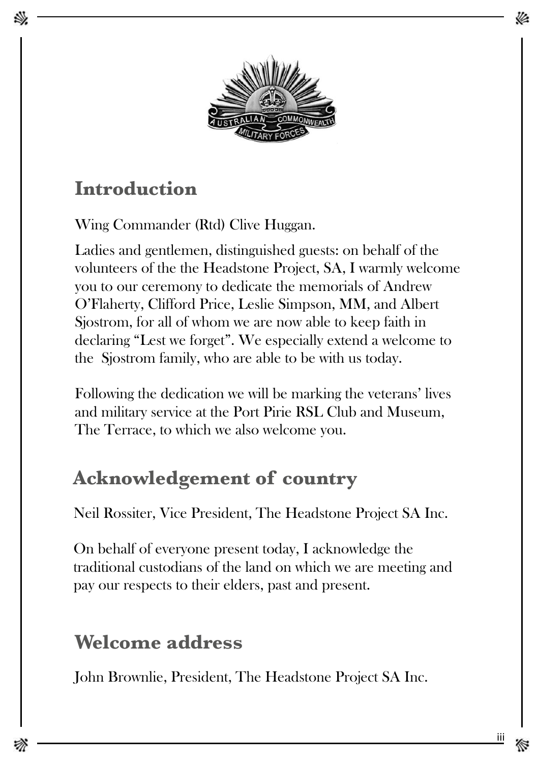## Introduction

Wing Commander (Rtd) Clive Huggan.

Ladies and gentlemen, distinguished guests: on behalf of the volunteers of the the Headstone Project, SA, I warmly welcome you to our ceremony to dedicate the memorials of Andrew O'Flaherty, Clifford Price, Leslie Simpson, MM, and Albert Sjostrom, for all of whom we are now able to keep faith in declaring "Lest we forget". We especially extend a welcome to the Sjostrom family, who are able to be with us today.

Following the dedication we will be marking the veterans' lives and military service at the Port Pirie RSL Club and Museum, The Terrace, to which we also welcome you.

## Acknowledgement of country

Neil Rossiter, Vice President, The Headstone Project SA Inc.

On behalf of everyone present today, I acknowledge the traditional custodians of the land on which we are meeting and pay our respects to their elders, past and present.

## Welcome address

John Brownlie, President, The Headstone Project SA Inc.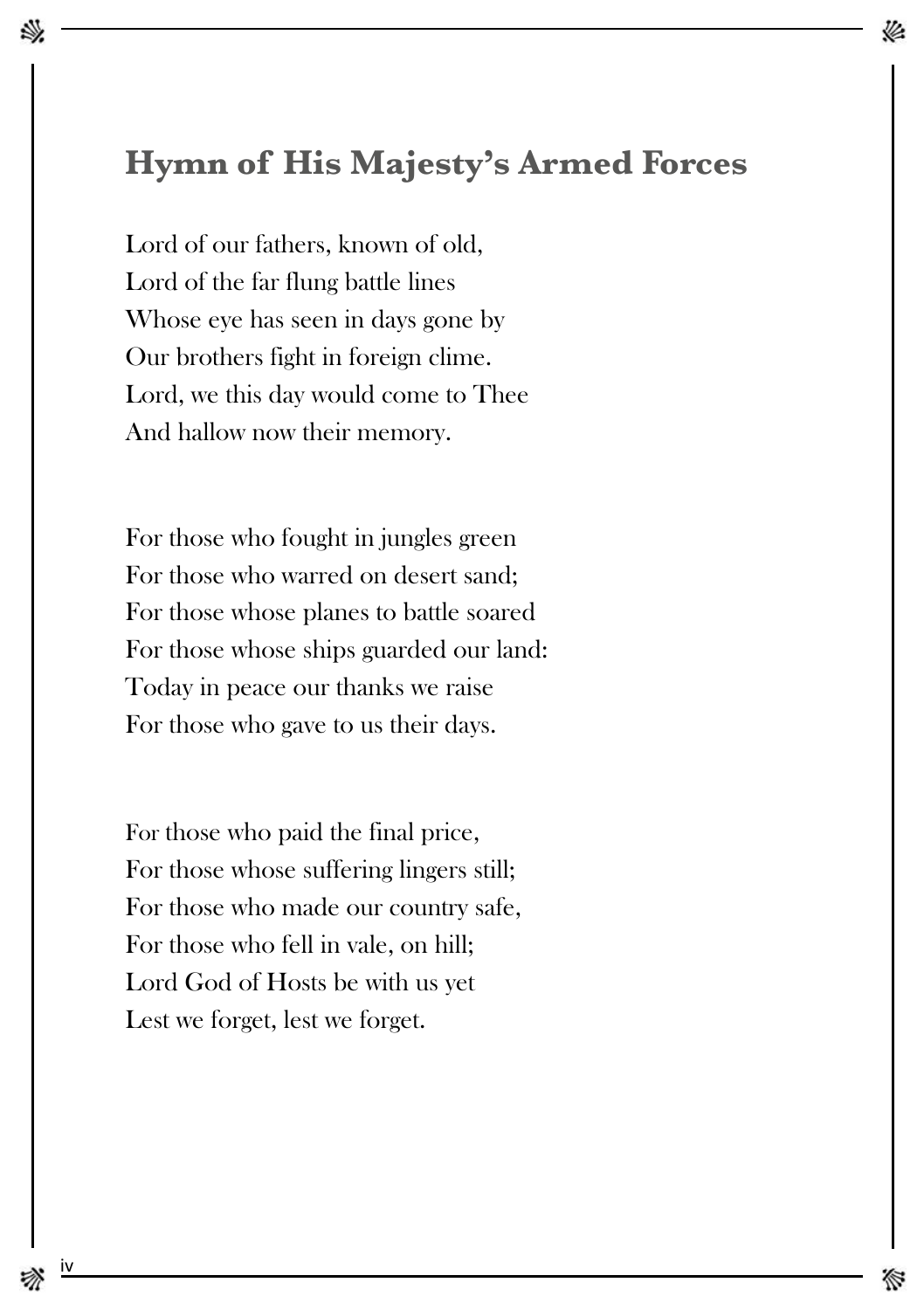# Hymn of His Majesty's Armed Forces

Lord of our fathers, known of old,
Lord of the far flung battle lines
Whose eye has seen in days gone by
Our brothers fight in foreign clime.
Lord, we this day would come to Thee
And hallow now their memory.

For those who fought in jungles green
For those who warred on desert sand;
For those whose planes to battle soared
For those whose ships guarded our land:
Today in peace our thanks we raise
For those who gave to us their days.

For those who paid the final price,
For those whose suffering lingers still;
For those who made our country safe,
For those who fell in vale, on hill;
Lord God of Hosts be with us yet
Lest we forget, lest we forget.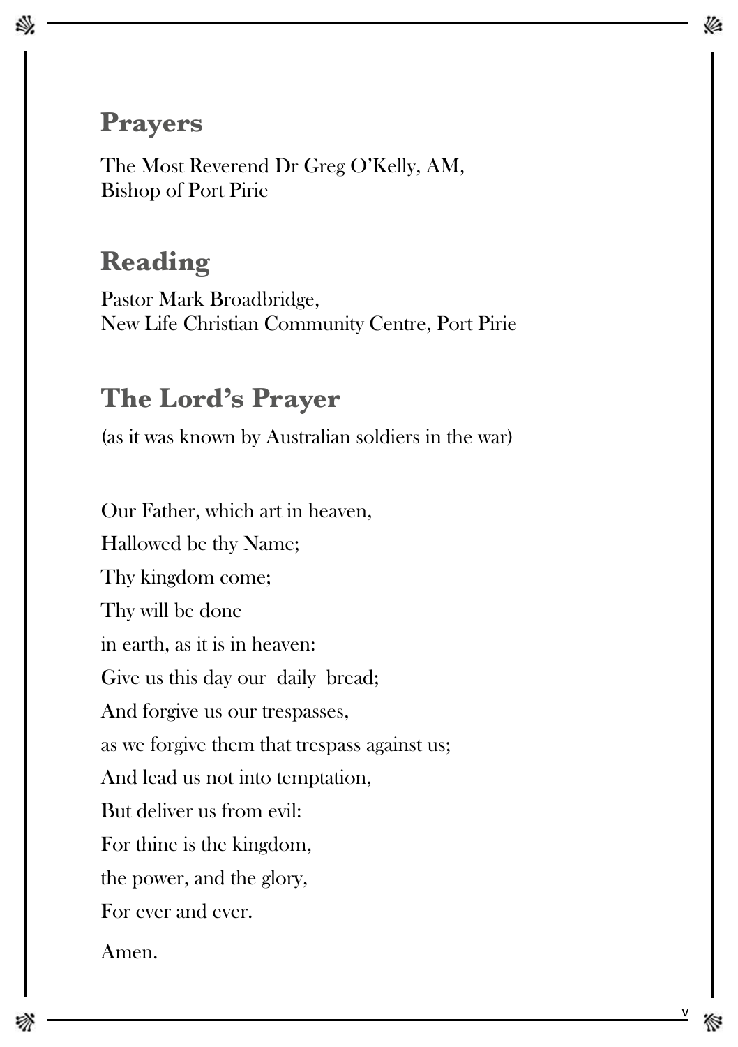## Prayers

The Most Reverend Dr Greg O'Kelly, AM,
Bishop of Port Pirie

## Reading

Pastor Mark Broadbridge,
New Life Christian Community Centre, Port Pirie

## The Lord's Prayer

(as it was known by Australian soldiers in the war)

Our Father, which art in heaven,

Hallowed be thy Name;

Thy kingdom come;

Thy will be done

in earth, as it is in heaven:

Give us this day our daily bread;

And forgive us our trespasses,

as we forgive them that trespass against us;

And lead us not into temptation,

But deliver us from evil:

For thine is the kingdom,

the power, and the glory,

For ever and ever.

Amen.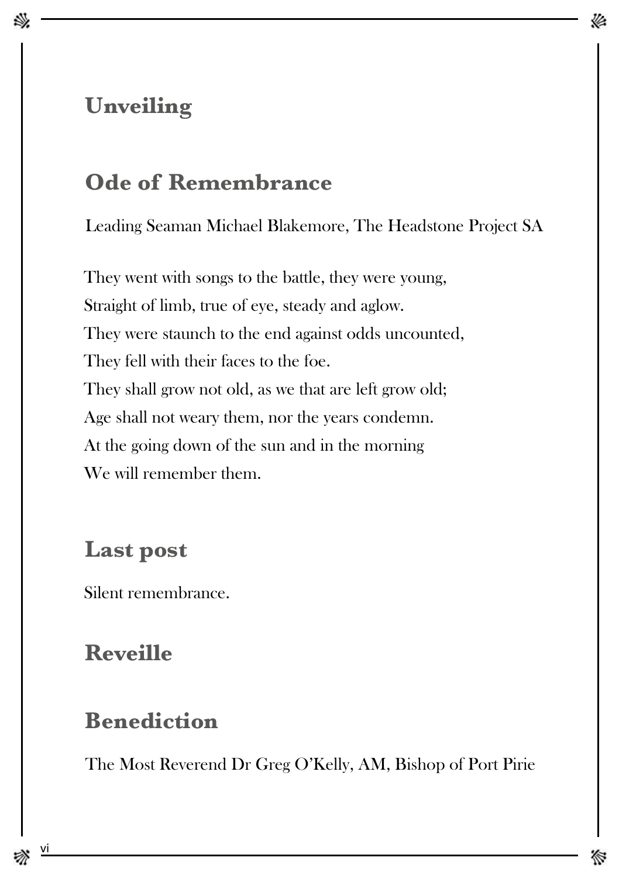## Unveiling

## Ode of Remembrance

Leading Seaman Michael Blakemore, The Headstone Project SA

They went with songs to the battle, they were young,
Straight of limb, true of eye, steady and aglow.
They were staunch to the end against odds uncounted,
They fell with their faces to the foe.
They shall grow not old, as we that are left grow old;
Age shall not weary them, nor the years condemn.
At the going down of the sun and in the morning
We will remember them.

## Last post

Silent remembrance.

## Reveille

## Benediction

The Most Reverend Dr Greg O'Kelly, AM, Bishop of Port Pirie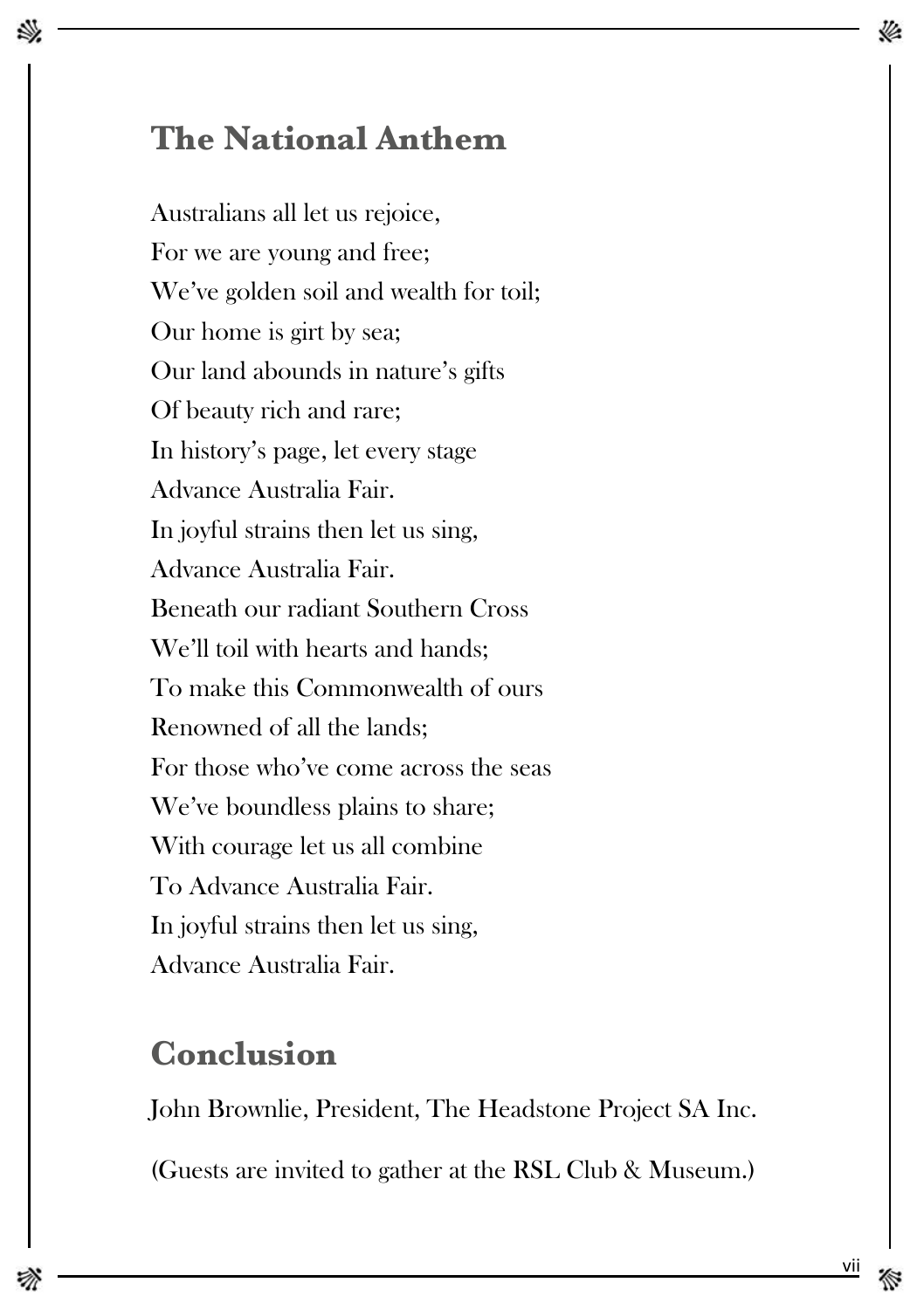## The National Anthem

Australians all let us rejoice,
For we are young and free;
We've golden soil and wealth for toil;
Our home is girt by sea;
Our land abounds in nature's gifts
Of beauty rich and rare;
In history's page, let every stage
Advance Australia Fair.
In joyful strains then let us sing,
Advance Australia Fair.
Beneath our radiant Southern Cross
We'll toil with hearts and hands;
To make this Commonwealth of ours
Renowned of all the lands;
For those who've come across the seas
We've boundless plains to share;
With courage let us all combine
To Advance Australia Fair.
In joyful strains then let us sing,
Advance Australia Fair.

## Conclusion

John Brownlie, President, The Headstone Project SA Inc.

(Guests are invited to gather at the RSL Club & Museum.)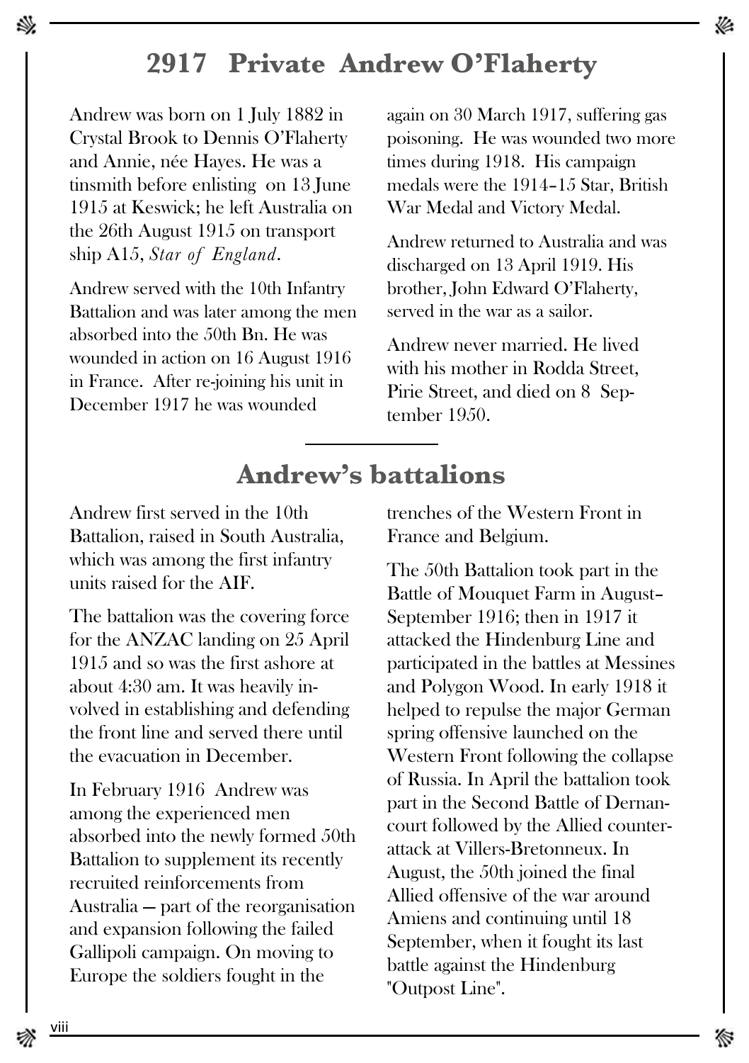# 2917 Private Andrew O'Flaherty

Andrew was born on 1 July 1882 in Crystal Brook to Dennis O'Flaherty and Annie, née Hayes. He was a tinsmith before enlisting on 13 June 1915 at Keswick; he left Australia on the 26th August 1915 on transport ship A15, *Star of England*.

Andrew served with the 10th Infantry Battalion and was later among the men absorbed into the 50th Bn. He was wounded in action on 16 August 1916 in France. After re-joining his unit in December 1917 he was wounded again on 30 March 1917, suffering gas poisoning. He was wounded two more times during 1918. His campaign medals were the 1914–15 Star, British War Medal and Victory Medal.

Andrew returned to Australia and was discharged on 13 April 1919. His brother, John Edward O'Flaherty, served in the war as a sailor.

Andrew never married. He lived with his mother in Rodda Street, Pirie Street, and died on 8 September 1950.

## Andrew's battalions

Andrew first served in the 10th Battalion, raised in South Australia, which was among the first infantry units raised for the AIF.

The battalion was the covering force for the ANZAC landing on 25 April 1915 and so was the first ashore at about 4:30 am. It was heavily involved in establishing and defending the front line and served there until the evacuation in December.

In February 1916 Andrew was among the experienced men absorbed into the newly formed 50th Battalion to supplement its recently recruited reinforcements from Australia — part of the reorganisation and expansion following the failed Gallipoli campaign. On moving to Europe the soldiers fought in the trenches of the Western Front in France and Belgium.

The 50th Battalion took part in the Battle of Mouquet Farm in August–September 1916; then in 1917 it attacked the Hindenburg Line and participated in the battles at Messines and Polygon Wood. In early 1918 it helped to repulse the major German spring offensive launched on the Western Front following the collapse of Russia. In April the battalion took part in the Second Battle of Dernancourt followed by the Allied counter-attack at Villers-Bretonneux. In August, the 50th joined the final Allied offensive of the war around Amiens and continuing until 18 September, when it fought its last battle against the Hindenburg "Outpost Line".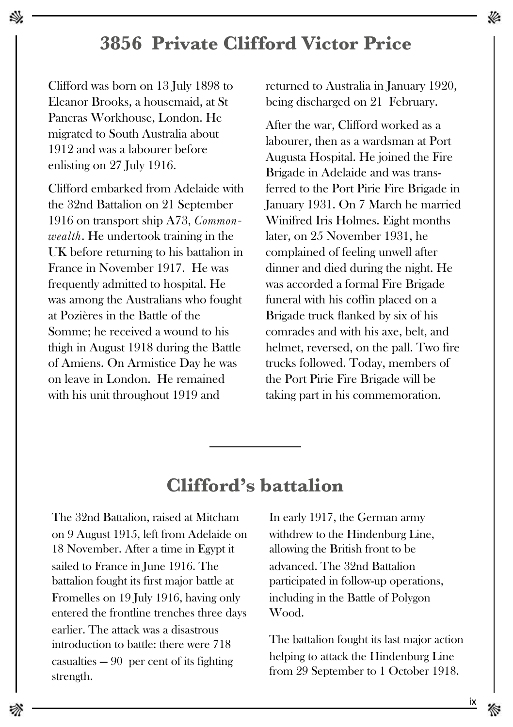# 3856 Private Clifford Victor Price

Clifford was born on 13 July 1898 to Eleanor Brooks, a housemaid, at St Pancras Workhouse, London. He migrated to South Australia about 1912 and was a labourer before enlisting on 27 July 1916.

Clifford embarked from Adelaide with the 32nd Battalion on 21 September 1916 on transport ship A73, *Commonwealth*. He undertook training in the UK before returning to his battalion in France in November 1917. He was frequently admitted to hospital. He was among the Australians who fought at Pozières in the Battle of the Somme; he received a wound to his thigh in August 1918 during the Battle of Amiens. On Armistice Day he was on leave in London. He remained with his unit throughout 1919 and returned to Australia in January 1920, being discharged on 21 February.

After the war, Clifford worked as a labourer, then as a wardsman at Port Augusta Hospital. He joined the Fire Brigade in Adelaide and was transferred to the Port Pirie Fire Brigade in January 1931. On 7 March he married Winifred Iris Holmes. Eight months later, on 25 November 1931, he complained of feeling unwell after dinner and died during the night. He was accorded a formal Fire Brigade funeral with his coffin placed on a Brigade truck flanked by six of his comrades and with his axe, belt, and helmet, reversed, on the pall. Two fire trucks followed. Today, members of the Port Pirie Fire Brigade will be taking part in his commemoration.

---

## Clifford's battalion

The 32nd Battalion, raised at Mitcham on 9 August 1915, left from Adelaide on 18 November. After a time in Egypt it sailed to France in June 1916. The battalion fought its first major battle at Fromelles on 19 July 1916, having only entered the frontline trenches three days earlier. The attack was a disastrous introduction to battle: there were 718 casualties – 90 per cent of its fighting strength.

In early 1917, the German army withdrew to the Hindenburg Line, allowing the British front to be advanced. The 32nd Battalion participated in follow-up operations, including in the Battle of Polygon Wood.

The battalion fought its last major action helping to attack the Hindenburg Line from 29 September to 1 October 1918.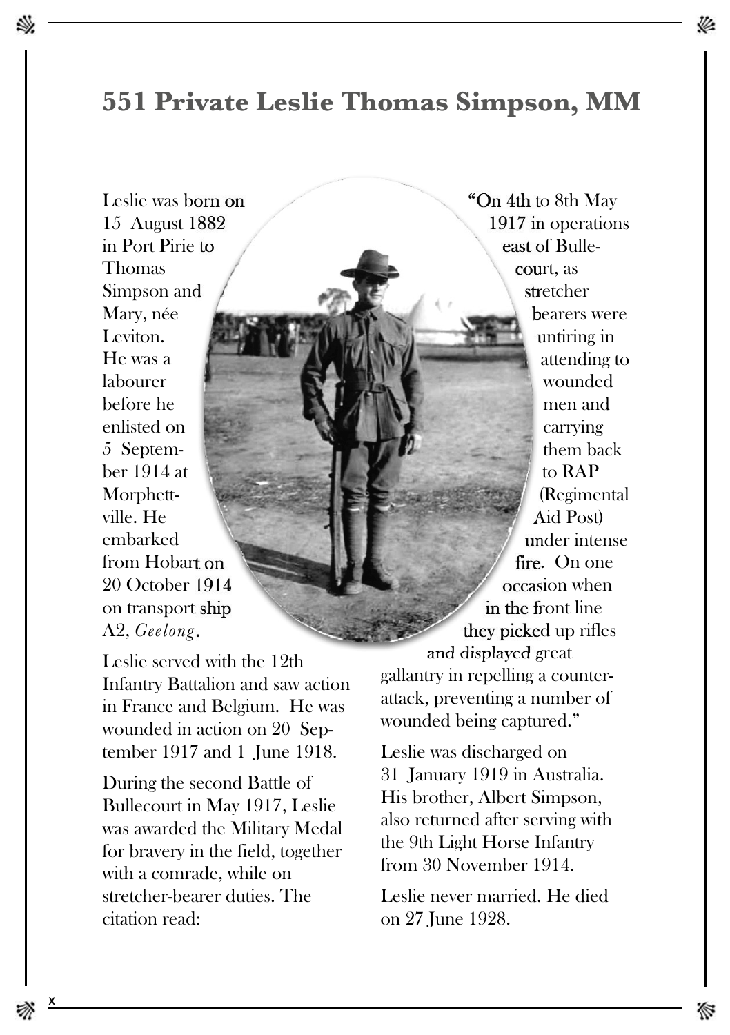# 551 Private Leslie Thomas Simpson, MM

Leslie was born on 15 August 1882 in Port Pirie to Thomas Simpson and Mary, née Leviton. He was a labourer before he enlisted on 5 September 1914 at Morphettville. He embarked from Hobart on 20 October 1914 on transport ship A2, *Geelong*.

Leslie served with the 12th Infantry Battalion and saw action in France and Belgium. He was wounded in action on 20 September 1917 and 1 June 1918.

During the second Battle of Bullecourt in May 1917, Leslie was awarded the Military Medal for bravery in the field, together with a comrade, while on stretcher-bearer duties. The citation read:

"On 4th to 8th May 1917 in operations east of Bullecourt, as stretcher bearers were untiring in attending to wounded men and carrying them back to RAP (Regimental Aid Post) under intense fire. On one occasion when in the front line they picked up rifles and displayed great gallantry in repelling a counter-attack, preventing a number of wounded being captured."

Leslie was discharged on 31 January 1919 in Australia. His brother, Albert Simpson, also returned after serving with the 9th Light Horse Infantry from 30 November 1914.

Leslie never married. He died on 27 June 1928.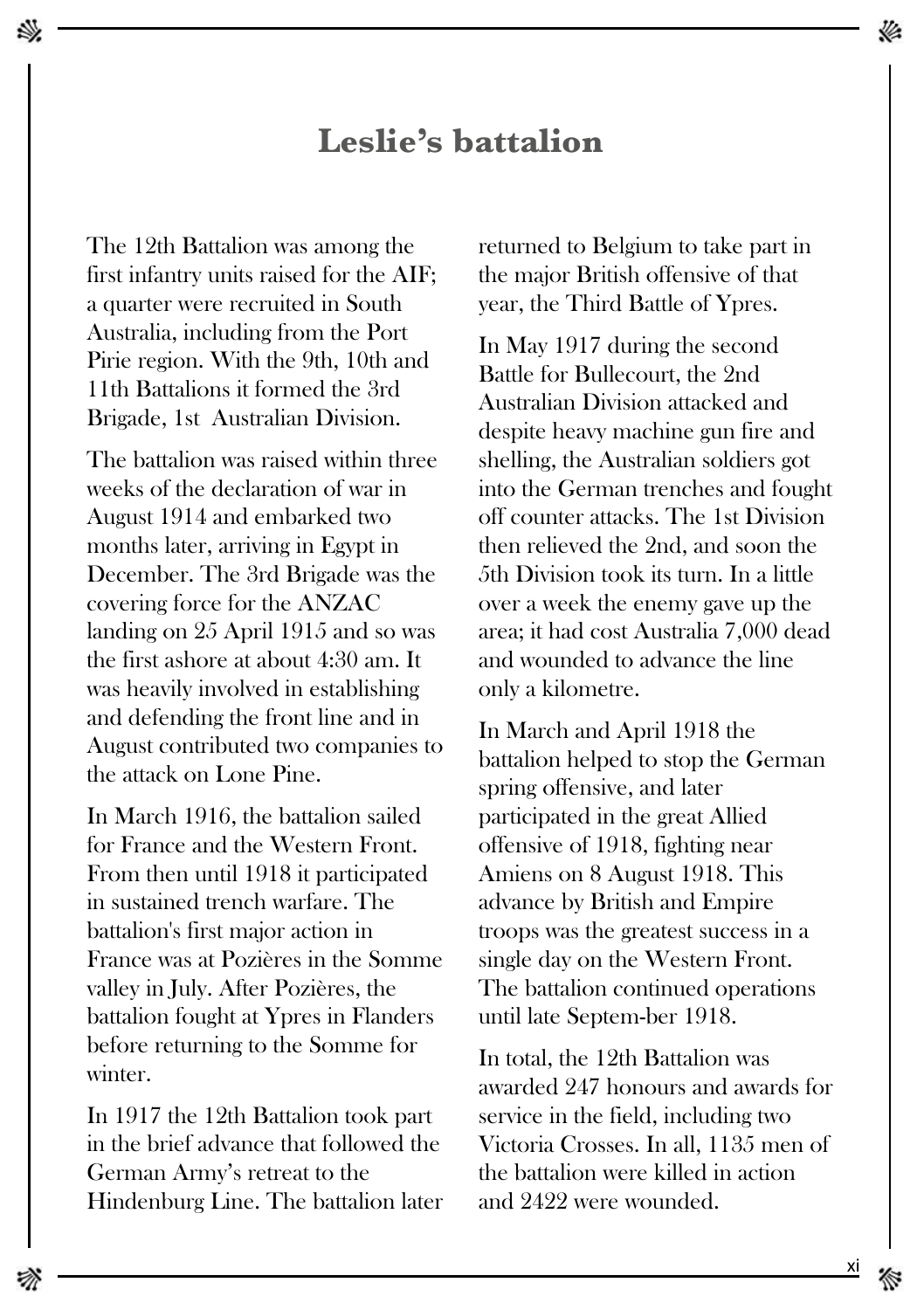# Leslie's battalion

The 12th Battalion was among the first infantry units raised for the AIF; a quarter were recruited in South Australia, including from the Port Pirie region. With the 9th, 10th and 11th Battalions it formed the 3rd Brigade, 1st Australian Division.

The battalion was raised within three weeks of the declaration of war in August 1914 and embarked two months later, arriving in Egypt in December. The 3rd Brigade was the covering force for the ANZAC landing on 25 April 1915 and so was the first ashore at about 4:30 am. It was heavily involved in establishing and defending the front line and in August contributed two companies to the attack on Lone Pine.

In March 1916, the battalion sailed for France and the Western Front. From then until 1918 it participated in sustained trench warfare. The battalion's first major action in France was at Pozières in the Somme valley in July. After Pozières, the battalion fought at Ypres in Flanders before returning to the Somme for winter.

In 1917 the 12th Battalion took part in the brief advance that followed the German Army's retreat to the Hindenburg Line. The battalion later returned to Belgium to take part in the major British offensive of that year, the Third Battle of Ypres.

In May 1917 during the second Battle for Bullecourt, the 2nd Australian Division attacked and despite heavy machine gun fire and shelling, the Australian soldiers got into the German trenches and fought off counter attacks. The 1st Division then relieved the 2nd, and soon the 5th Division took its turn. In a little over a week the enemy gave up the area; it had cost Australia 7,000 dead and wounded to advance the line only a kilometre.

In March and April 1918 the battalion helped to stop the German spring offensive, and later participated in the great Allied offensive of 1918, fighting near Amiens on 8 August 1918. This advance by British and Empire troops was the greatest success in a single day on the Western Front. The battalion continued operations until late Septem-ber 1918.

In total, the 12th Battalion was awarded 247 honours and awards for service in the field, including two Victoria Crosses. In all, 1135 men of the battalion were killed in action and 2422 were wounded.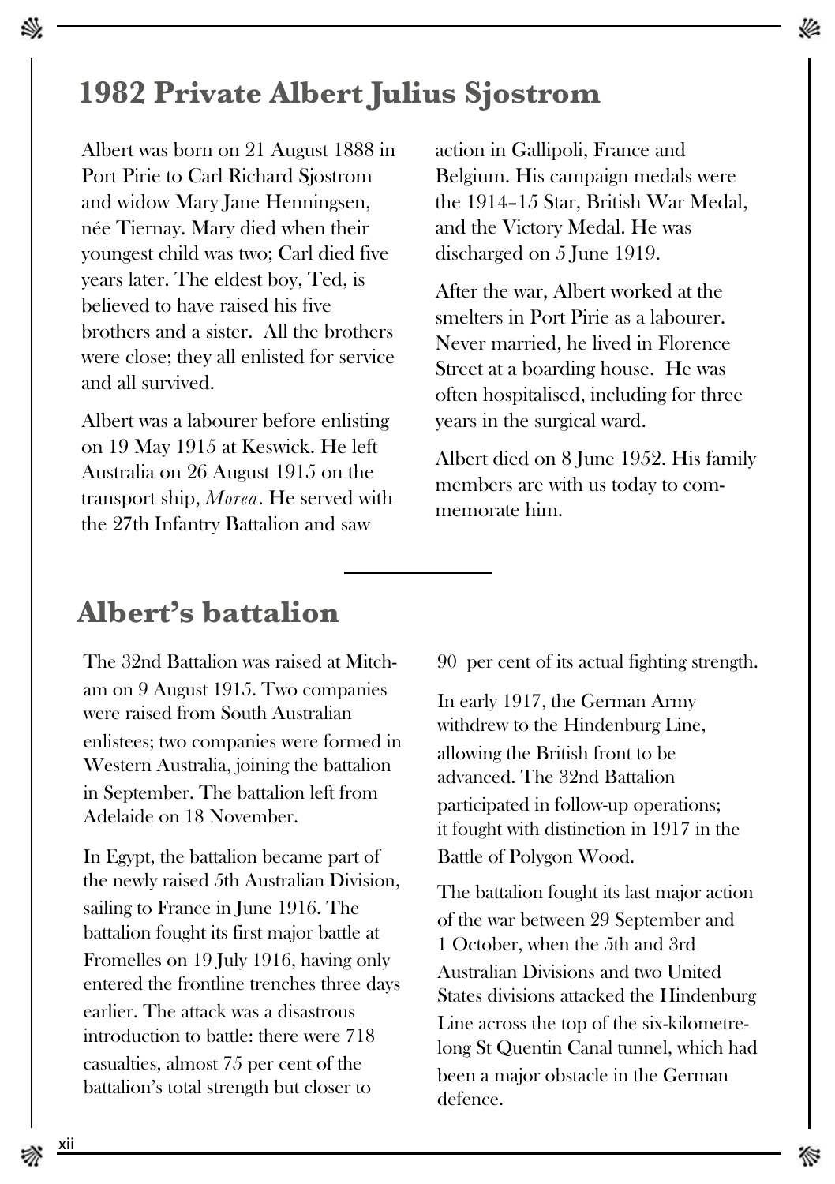## 1982 Private Albert Julius Sjostrom

Albert was born on 21 August 1888 in Port Pirie to Carl Richard Sjostrom and widow Mary Jane Henningsen, née Tiernay. Mary died when their youngest child was two; Carl died five years later. The eldest boy, Ted, is believed to have raised his five brothers and a sister. All the brothers were close; they all enlisted for service and all survived.

Albert was a labourer before enlisting on 19 May 1915 at Keswick. He left Australia on 26 August 1915 on the transport ship, *Morea*. He served with the 27th Infantry Battalion and saw action in Gallipoli, France and Belgium. His campaign medals were the 1914–15 Star, British War Medal, and the Victory Medal. He was discharged on 5 June 1919.

After the war, Albert worked at the smelters in Port Pirie as a labourer. Never married, he lived in Florence Street at a boarding house. He was often hospitalised, including for three years in the surgical ward.

Albert died on 8 June 1952. His family members are with us today to commemorate him.

---

## Albert's battalion

The 32nd Battalion was raised at Mitcham on 9 August 1915. Two companies were raised from South Australian enlistees; two companies were formed in Western Australia, joining the battalion in September. The battalion left from Adelaide on 18 November.

In Egypt, the battalion became part of the newly raised 5th Australian Division, sailing to France in June 1916. The battalion fought its first major battle at Fromelles on 19 July 1916, having only entered the frontline trenches three days earlier. The attack was a disastrous introduction to battle: there were 718 casualties, almost 75 per cent of the battalion's total strength but closer to 90 per cent of its actual fighting strength.

In early 1917, the German Army withdrew to the Hindenburg Line, allowing the British front to be advanced. The 32nd Battalion participated in follow-up operations; it fought with distinction in 1917 in the Battle of Polygon Wood.

The battalion fought its last major action of the war between 29 September and 1 October, when the 5th and 3rd Australian Divisions and two United States divisions attacked the Hindenburg Line across the top of the six-kilometre-long St Quentin Canal tunnel, which had been a major obstacle in the German defence.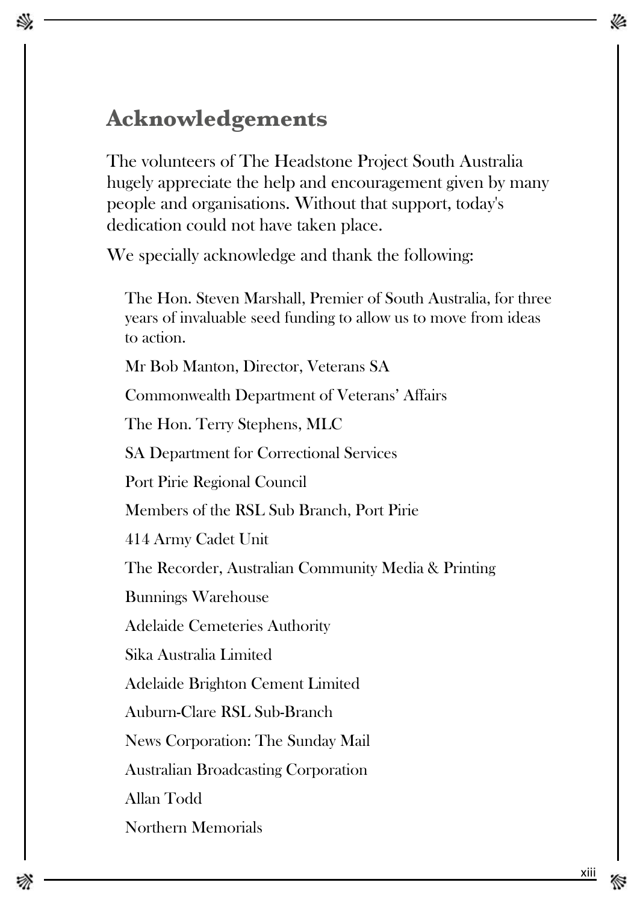## Acknowledgements

The volunteers of The Headstone Project South Australia hugely appreciate the help and encouragement given by many people and organisations. Without that support, today's dedication could not have taken place.

We specially acknowledge and thank the following:

The Hon. Steven Marshall, Premier of South Australia, for three years of invaluable seed funding to allow us to move from ideas to action.

Mr Bob Manton, Director, Veterans SA

Commonwealth Department of Veterans' Affairs

The Hon. Terry Stephens, MLC

SA Department for Correctional Services

Port Pirie Regional Council

Members of the RSL Sub Branch, Port Pirie

414 Army Cadet Unit

The Recorder, Australian Community Media & Printing

Bunnings Warehouse

Adelaide Cemeteries Authority

Sika Australia Limited

Adelaide Brighton Cement Limited

Auburn-Clare RSL Sub-Branch

News Corporation: The Sunday Mail

Australian Broadcasting Corporation

Allan Todd

Northern Memorials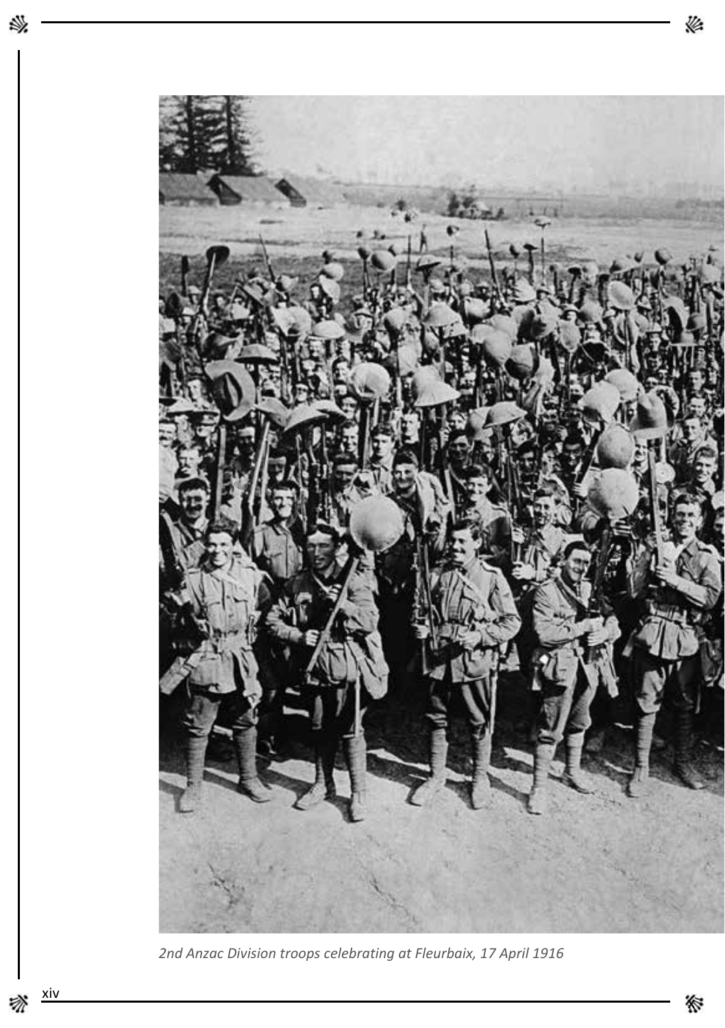*2nd Anzac Division troops celebrating at Fleurbaix, 17 April 1916*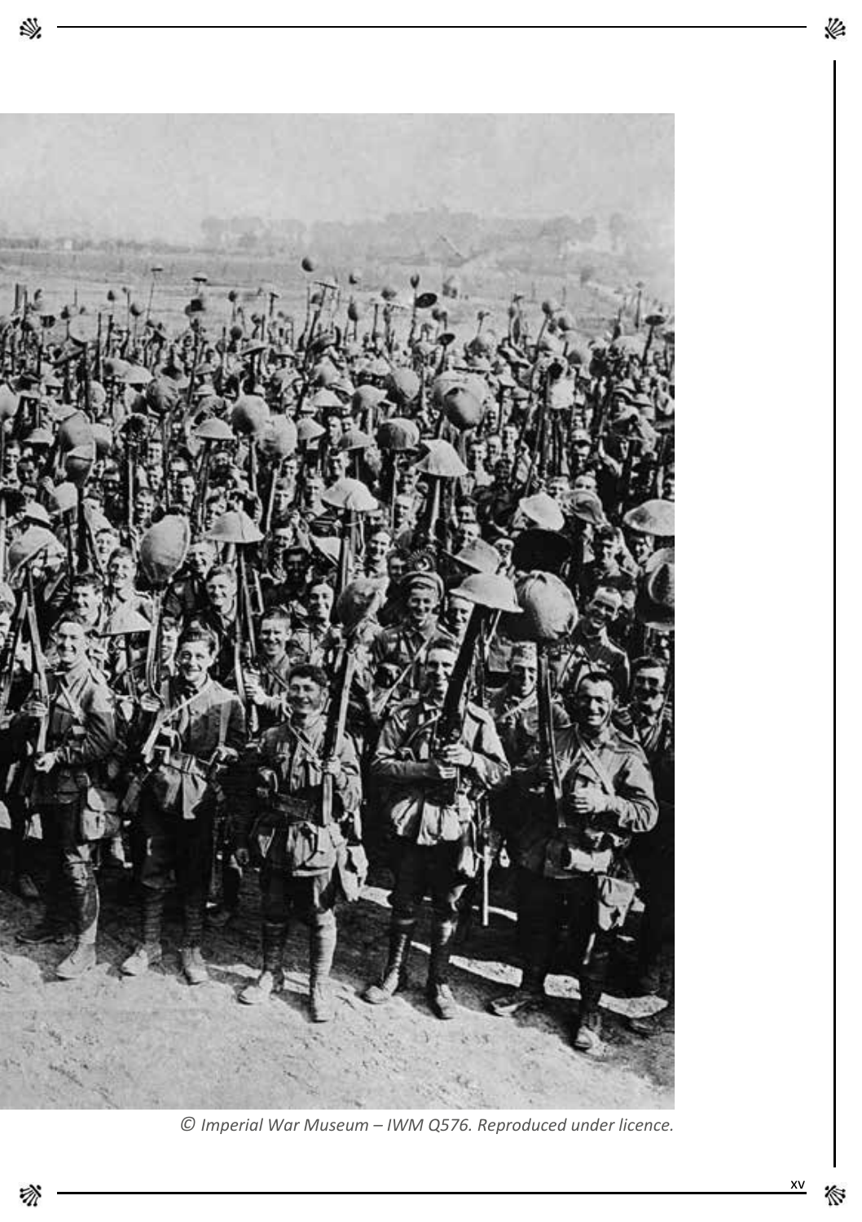*© Imperial War Museum – IWM Q576. Reproduced under licence.*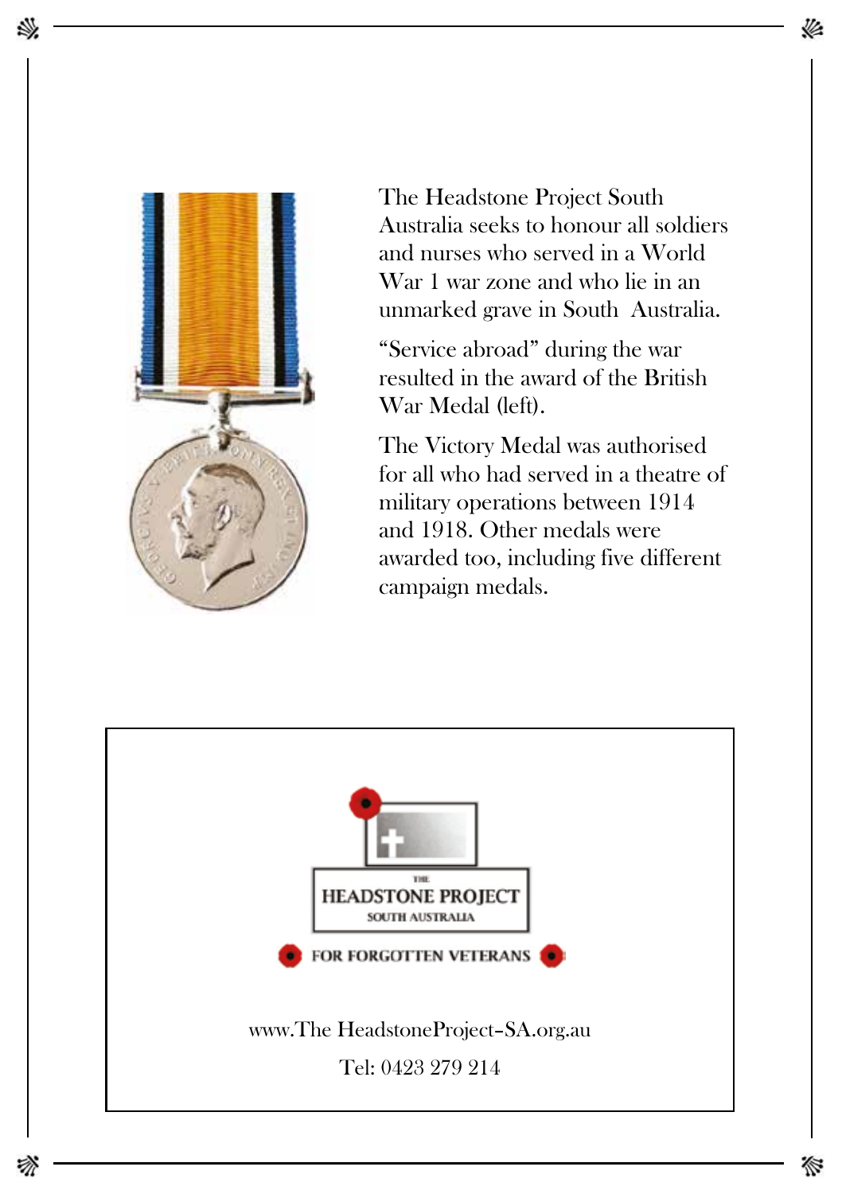The Headstone Project South Australia seeks to honour all soldiers and nurses who served in a World War 1 war zone and who lie in an unmarked grave in South Australia.

"Service abroad" during the war resulted in the award of the British War Medal (left).

The Victory Medal was authorised for all who had served in a theatre of military operations between 1914 and 1918. Other medals were awarded too, including five different campaign medals.

THE HEADSTONE PROJECT SOUTH AUSTRALIA

FOR FORGOTTEN VETERANS

www.The HeadstoneProject-SA.org.au

Tel: 0423 279 214